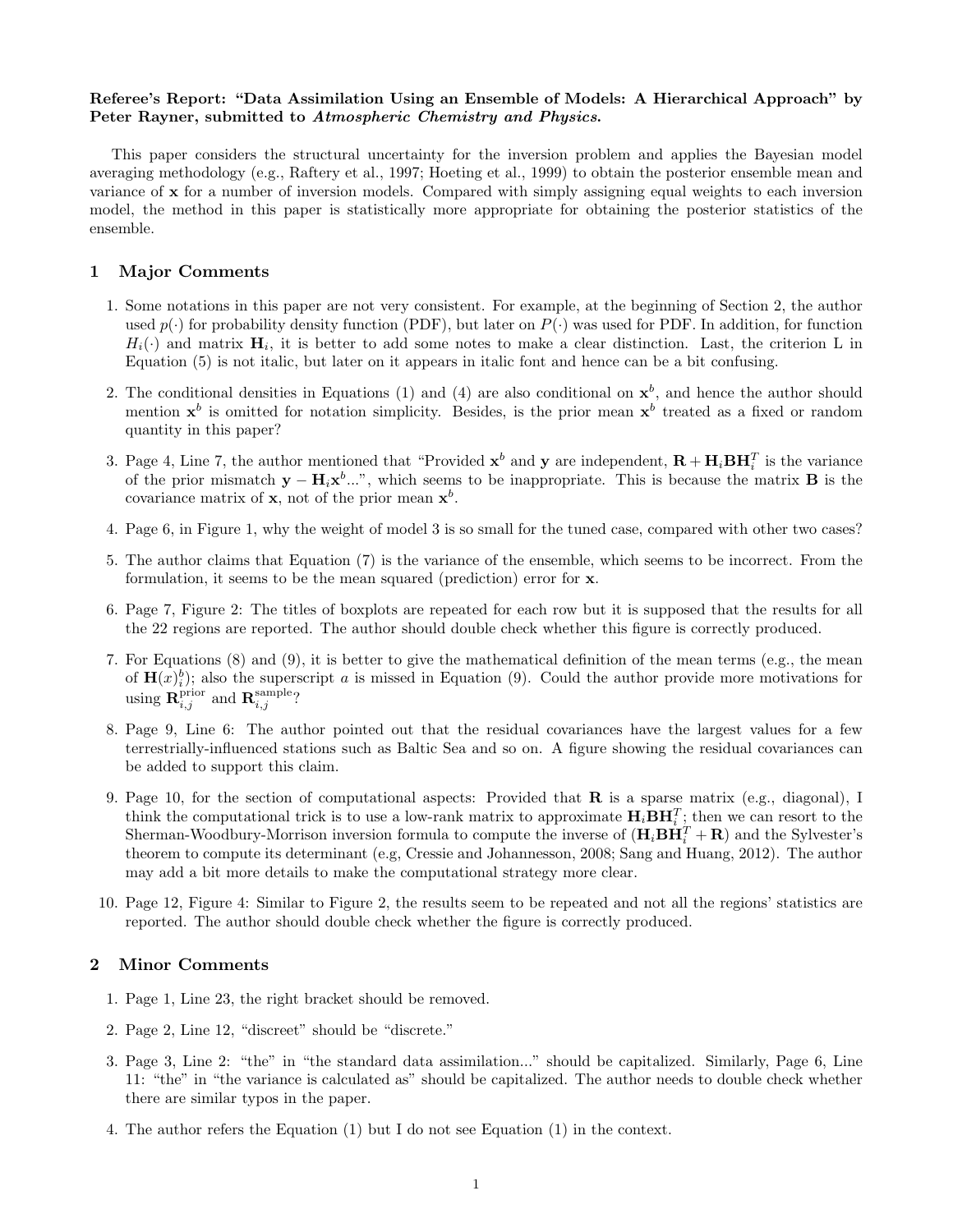**Referee's Report: "Data Assimilation Using an Ensemble of Models: A Hierarchical Approach" by Peter Rayner, submitted to *Atmospheric Chemistry and Physics*.**

This paper considers the structural uncertainty for the inversion problem and applies the Bayesian model averaging methodology (e.g., Raftery et al., 1997; Hoeting et al., 1999) to obtain the posterior ensemble mean and variance of $\mathbf{x}$ for a number of inversion models. Compared with simply assigning equal weights to each inversion model, the method in this paper is statistically more appropriate for obtaining the posterior statistics of the ensemble.

## 1 Major Comments

1. Some notations in this paper are not very consistent. For example, at the beginning of Section 2, the author used $p(\cdot)$ for probability density function (PDF), but later on $P(\cdot)$ was used for PDF. In addition, for function $H_i(\cdot)$ and matrix $\mathbf{H}_i$, it is better to add some notes to make a clear distinction. Last, the criterion L in Equation (5) is not italic, but later on it appears in italic font and hence can be a bit confusing.

2. The conditional densities in Equations (1) and (4) are also conditional on $\mathbf{x}^b$, and hence the author should mention $\mathbf{x}^b$ is omitted for notation simplicity. Besides, is the prior mean $\mathbf{x}^b$ treated as a fixed or random quantity in this paper?

3. Page 4, Line 7, the author mentioned that "Provided $\mathbf{x}^b$ and $\mathbf{y}$ are independent, $\mathbf{R} + \mathbf{H}_i\mathbf{B}\mathbf{H}_i^T$ is the variance of the prior mismatch $\mathbf{y} - \mathbf{H}_i\mathbf{x}^b$...", which seems to be inappropriate. This is because the matrix $\mathbf{B}$ is the covariance matrix of $\mathbf{x}$, not of the prior mean $\mathbf{x}^b$.

4. Page 6, in Figure 1, why the weight of model 3 is so small for the tuned case, compared with other two cases?

5. The author claims that Equation (7) is the variance of the ensemble, which seems to be incorrect. From the formulation, it seems to be the mean squared (prediction) error for $\mathbf{x}$.

6. Page 7, Figure 2: The titles of boxplots are repeated for each row but it is supposed that the results for all the 22 regions are reported. The author should double check whether this figure is correctly produced.

7. For Equations (8) and (9), it is better to give the mathematical definition of the mean terms (e.g., the mean of $\mathbf{H}(x)_i^b$); also the superscript $a$ is missed in Equation (9). Could the author provide more motivations for using $\mathbf{R}_{i,j}^{\text{prior}}$ and $\mathbf{R}_{i,j}^{\text{sample}}$?

8. Page 9, Line 6: The author pointed out that the residual covariances have the largest values for a few terrestrially-influenced stations such as Baltic Sea and so on. A figure showing the residual covariances can be added to support this claim.

9. Page 10, for the section of computational aspects: Provided that $\mathbf{R}$ is a sparse matrix (e.g., diagonal), I think the computational trick is to use a low-rank matrix to approximate $\mathbf{H}_i\mathbf{B}\mathbf{H}_i^T$; then we can resort to the Sherman-Woodbury-Morrison inversion formula to compute the inverse of $(\mathbf{H}_i\mathbf{B}\mathbf{H}_i^T + \mathbf{R})$ and the Sylvester's theorem to compute its determinant (e.g, Cressie and Johannesson, 2008; Sang and Huang, 2012). The author may add a bit more details to make the computational strategy more clear.

10. Page 12, Figure 4: Similar to Figure 2, the results seem to be repeated and not all the regions' statistics are reported. The author should double check whether the figure is correctly produced.

## 2 Minor Comments

1. Page 1, Line 23, the right bracket should be removed.

2. Page 2, Line 12, "discreet" should be "discrete."

3. Page 3, Line 2: "the" in "the standard data assimilation..." should be capitalized. Similarly, Page 6, Line 11: "the" in "the variance is calculated as" should be capitalized. The author needs to double check whether there are similar typos in the paper.

4. The author refers the Equation (1) but I do not see Equation (1) in the context.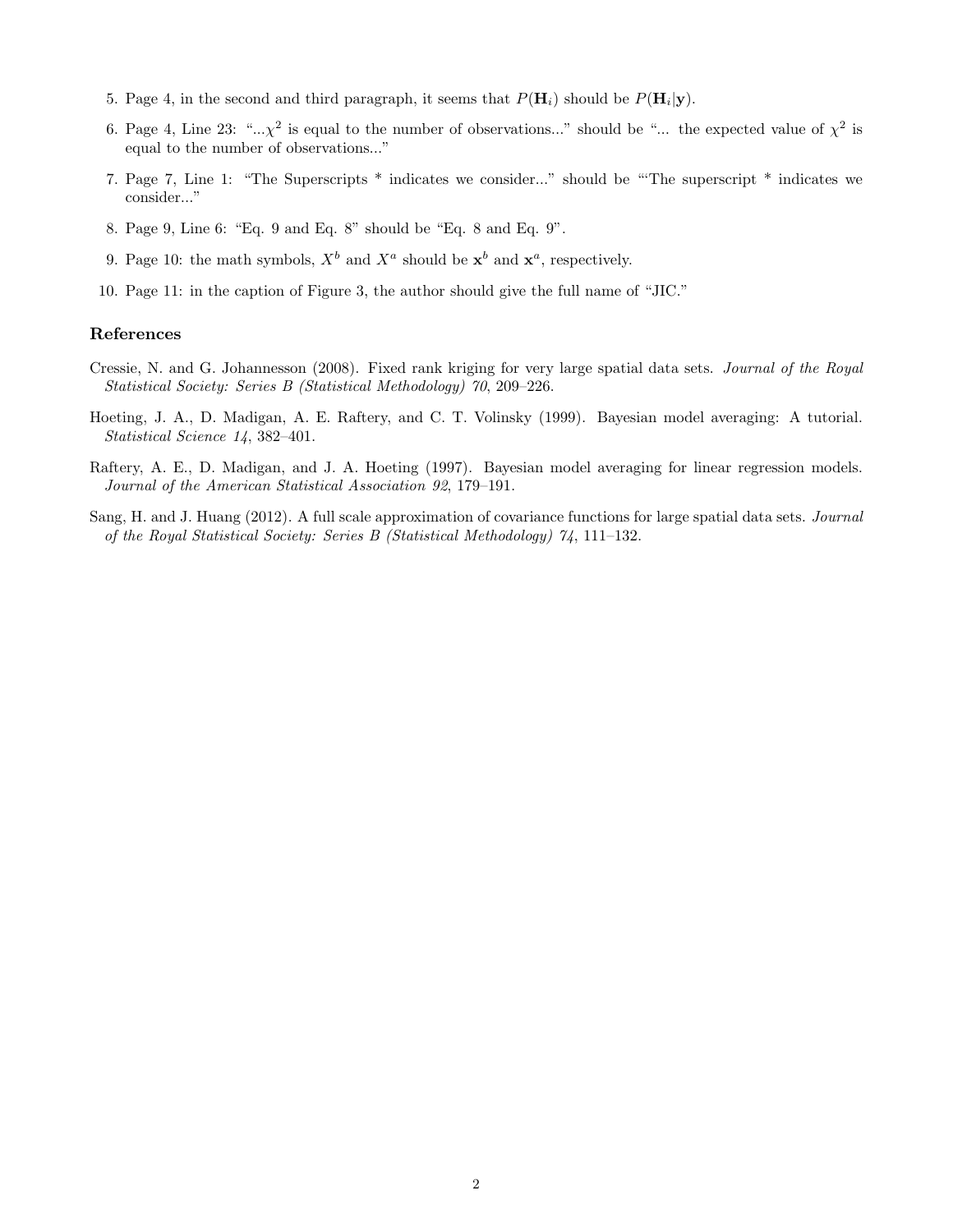5. Page 4, in the second and third paragraph, it seems that $P(\mathbf{H}_i)$ should be $P(\mathbf{H}_i|\mathbf{y})$.

6. Page 4, Line 23: "...$\chi^2$ is equal to the number of observations..." should be "... the expected value of $\chi^2$ is equal to the number of observations..."

7. Page 7, Line 1: "The Superscripts * indicates we consider..." should be "'The superscript * indicates we consider..."

8. Page 9, Line 6: "Eq. 9 and Eq. 8" should be "Eq. 8 and Eq. 9".

9. Page 10: the math symbols, $X^b$ and $X^a$ should be $\mathbf{x}^b$ and $\mathbf{x}^a$, respectively.

10. Page 11: in the caption of Figure 3, the author should give the full name of "JIC."

## References

Cressie, N. and G. Johannesson (2008). Fixed rank kriging for very large spatial data sets. *Journal of the Royal Statistical Society: Series B (Statistical Methodology) 70*, 209–226.

Hoeting, J. A., D. Madigan, A. E. Raftery, and C. T. Volinsky (1999). Bayesian model averaging: A tutorial. *Statistical Science 14*, 382–401.

Raftery, A. E., D. Madigan, and J. A. Hoeting (1997). Bayesian model averaging for linear regression models. *Journal of the American Statistical Association 92*, 179–191.

Sang, H. and J. Huang (2012). A full scale approximation of covariance functions for large spatial data sets. *Journal of the Royal Statistical Society: Series B (Statistical Methodology) 74*, 111–132.